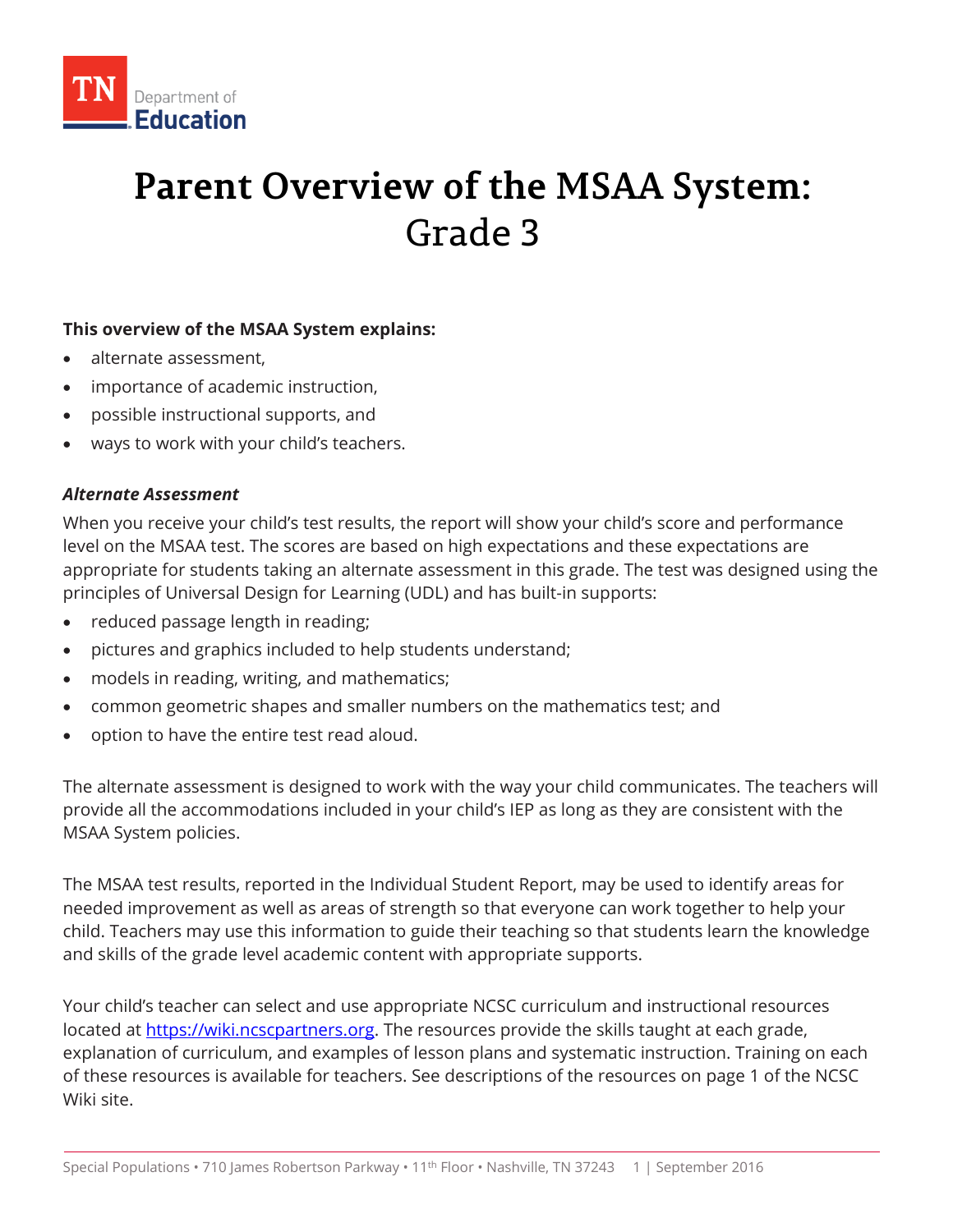TN Department of Education

# Parent Overview of the MSAA System: Grade 3

**This overview of the MSAA System explains:**

- alternate assessment,
- importance of academic instruction,
- possible instructional supports, and
- ways to work with your child's teachers.

### *Alternate Assessment*

When you receive your child's test results, the report will show your child's score and performance level on the MSAA test. The scores are based on high expectations and these expectations are appropriate for students taking an alternate assessment in this grade. The test was designed using the principles of Universal Design for Learning (UDL) and has built-in supports:

- reduced passage length in reading;
- pictures and graphics included to help students understand;
- models in reading, writing, and mathematics;
- common geometric shapes and smaller numbers on the mathematics test; and
- option to have the entire test read aloud.

The alternate assessment is designed to work with the way your child communicates. The teachers will provide all the accommodations included in your child's IEP as long as they are consistent with the MSAA System policies.

The MSAA test results, reported in the Individual Student Report, may be used to identify areas for needed improvement as well as areas of strength so that everyone can work together to help your child. Teachers may use this information to guide their teaching so that students learn the knowledge and skills of the grade level academic content with appropriate supports.

Your child's teacher can select and use appropriate NCSC curriculum and instructional resources located at [https://wiki.ncscpartners.org](https://wiki.ncscpartners.org). The resources provide the skills taught at each grade, explanation of curriculum, and examples of lesson plans and systematic instruction. Training on each of these resources is available for teachers. See descriptions of the resources on page 1 of the NCSC Wiki site.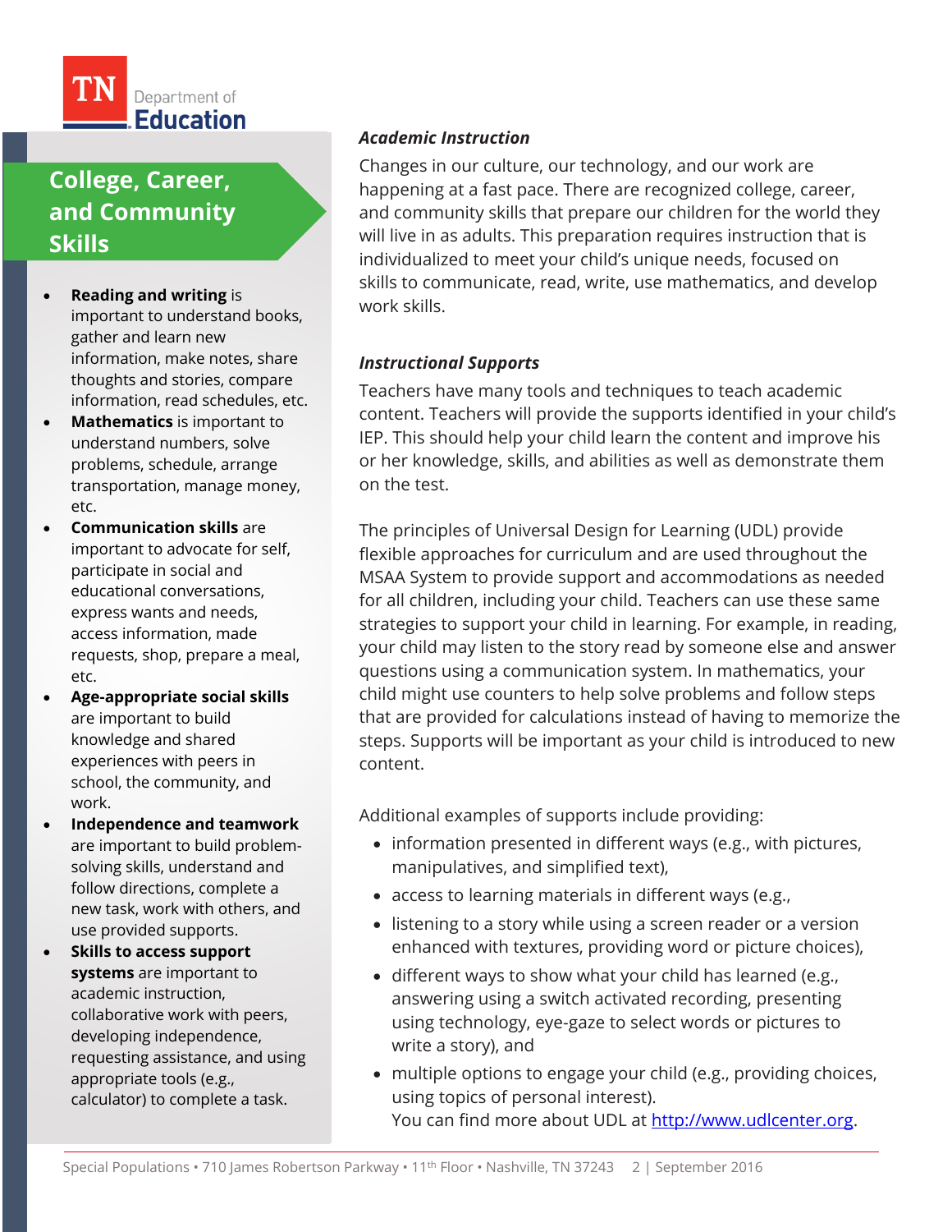## College, Career, and Community Skills

- **Reading and writing** is important to understand books, gather and learn new information, make notes, share thoughts and stories, compare information, read schedules, etc.
- **Mathematics** is important to understand numbers, solve problems, schedule, arrange transportation, manage money, etc.
- **Communication skills** are important to advocate for self, participate in social and educational conversations, express wants and needs, access information, made requests, shop, prepare a meal, etc.
- **Age-appropriate social skills** are important to build knowledge and shared experiences with peers in school, the community, and work.
- **Independence and teamwork** are important to build problem-solving skills, understand and follow directions, complete a new task, work with others, and use provided supports.
- **Skills to access support systems** are important to academic instruction, collaborative work with peers, developing independence, requesting assistance, and using appropriate tools (e.g., calculator) to complete a task.

### *Academic Instruction*

Changes in our culture, our technology, and our work are happening at a fast pace. There are recognized college, career, and community skills that prepare our children for the world they will live in as adults. This preparation requires instruction that is individualized to meet your child's unique needs, focused on skills to communicate, read, write, use mathematics, and develop work skills.

### *Instructional Supports*

Teachers have many tools and techniques to teach academic content. Teachers will provide the supports identified in your child's IEP. This should help your child learn the content and improve his or her knowledge, skills, and abilities as well as demonstrate them on the test.

The principles of Universal Design for Learning (UDL) provide flexible approaches for curriculum and are used throughout the MSAA System to provide support and accommodations as needed for all children, including your child. Teachers can use these same strategies to support your child in learning. For example, in reading, your child may listen to the story read by someone else and answer questions using a communication system. In mathematics, your child might use counters to help solve problems and follow steps that are provided for calculations instead of having to memorize the steps. Supports will be important as your child is introduced to new content.

Additional examples of supports include providing:

- information presented in different ways (e.g., with pictures, manipulatives, and simplified text),
- access to learning materials in different ways (e.g.,
- listening to a story while using a screen reader or a version enhanced with textures, providing word or picture choices),
- different ways to show what your child has learned (e.g., answering using a switch activated recording, presenting using technology, eye-gaze to select words or pictures to write a story), and
- multiple options to engage your child (e.g., providing choices, using topics of personal interest).
  You can find more about UDL at http://www.udlcenter.org.

Special Populations • 710 James Robertson Parkway • 11th Floor • Nashville, TN 37243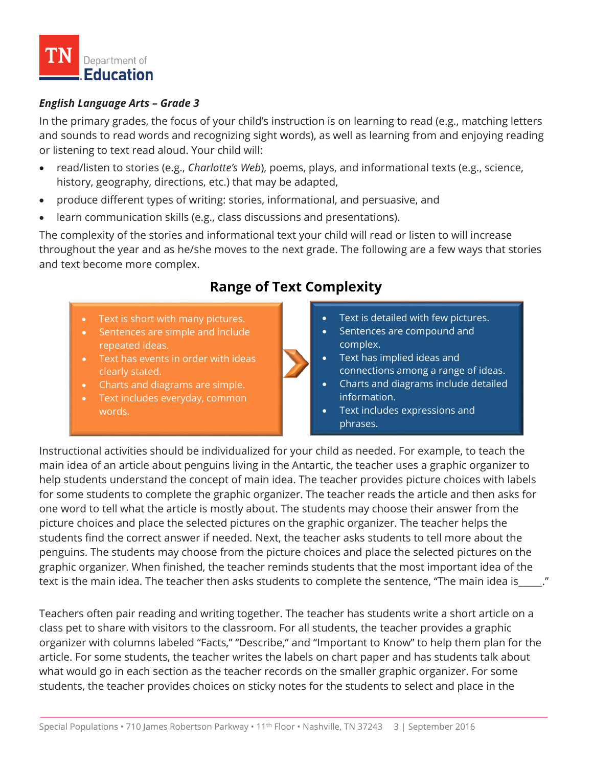*English Language Arts – Grade 3*

In the primary grades, the focus of your child's instruction is on learning to read (e.g., matching letters and sounds to read words and recognizing sight words), as well as learning from and enjoying reading or listening to text read aloud. Your child will:

- read/listen to stories (e.g., *Charlotte's Web*), poems, plays, and informational texts (e.g., science, history, geography, directions, etc.) that may be adapted,
- produce different types of writing: stories, informational, and persuasive, and
- learn communication skills (e.g., class discussions and presentations).

The complexity of the stories and informational text your child will read or listen to will increase throughout the year and as he/she moves to the next grade. The following are a few ways that stories and text become more complex.

## Range of Text Complexity

| Less Complex | More Complex |
| --- | --- |
| Text is short with many pictures. | Text is detailed with few pictures. |
| Sentences are simple and include repeated ideas. | Sentences are compound and complex. |
| Text has events in order with ideas clearly stated. | Text has implied ideas and connections among a range of ideas. |
| Charts and diagrams are simple. | Charts and diagrams include detailed information. |
| Text includes everyday, common words. | Text includes expressions and phrases. |

Instructional activities should be individualized for your child as needed. For example, to teach the main idea of an article about penguins living in the Antartic, the teacher uses a graphic organizer to help students understand the concept of main idea. The teacher provides picture choices with labels for some students to complete the graphic organizer. The teacher reads the article and then asks for one word to tell what the article is mostly about. The students may choose their answer from the picture choices and place the selected pictures on the graphic organizer. The teacher helps the students find the correct answer if needed. Next, the teacher asks students to tell more about the penguins. The students may choose from the picture choices and place the selected pictures on the graphic organizer. When finished, the teacher reminds students that the most important idea of the text is the main idea. The teacher then asks students to complete the sentence, "The main idea is_____."

Teachers often pair reading and writing together. The teacher has students write a short article on a class pet to share with visitors to the classroom. For all students, the teacher provides a graphic organizer with columns labeled "Facts," "Describe," and "Important to Know" to help them plan for the article. For some students, the teacher writes the labels on chart paper and has students talk about what would go in each section as the teacher records on the smaller graphic organizer. For some students, the teacher provides choices on sticky notes for the students to select and place in the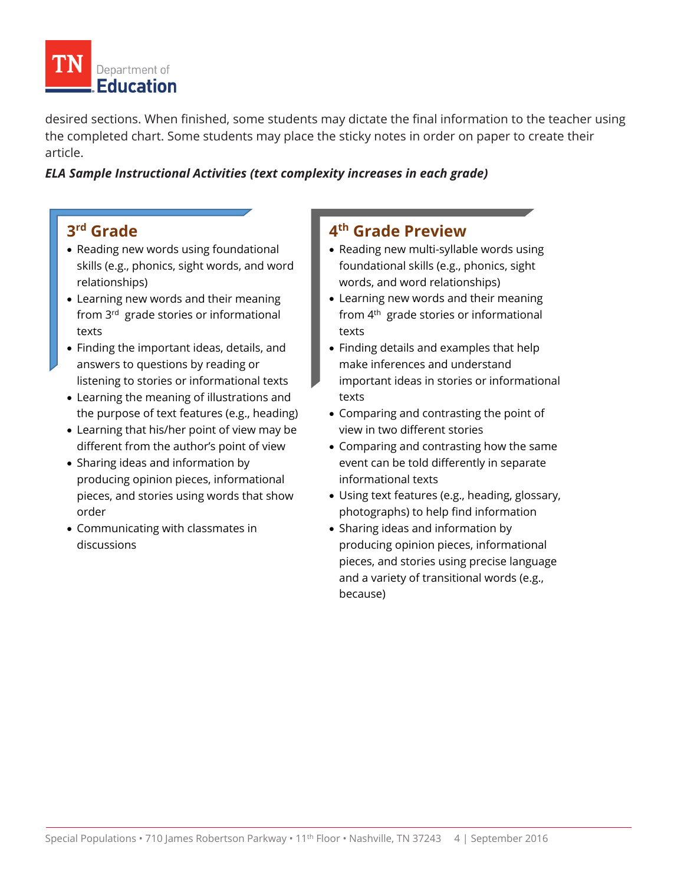desired sections. When finished, some students may dictate the final information to the teacher using the completed chart. Some students may place the sticky notes in order on paper to create their article.

***ELA Sample Instructional Activities (text complexity increases in each grade)***

## 3rd Grade

- Reading new words using foundational skills (e.g., phonics, sight words, and word relationships)
- Learning new words and their meaning from 3rd grade stories or informational texts
- Finding the important ideas, details, and answers to questions by reading or listening to stories or informational texts
- Learning the meaning of illustrations and the purpose of text features (e.g., heading)
- Learning that his/her point of view may be different from the author's point of view
- Sharing ideas and information by producing opinion pieces, informational pieces, and stories using words that show order
- Communicating with classmates in discussions

## 4th Grade Preview

- Reading new multi-syllable words using foundational skills (e.g., phonics, sight words, and word relationships)
- Learning new words and their meaning from 4th grade stories or informational texts
- Finding details and examples that help make inferences and understand important ideas in stories or informational texts
- Comparing and contrasting the point of view in two different stories
- Comparing and contrasting how the same event can be told differently in separate informational texts
- Using text features (e.g., heading, glossary, photographs) to help find information
- Sharing ideas and information by producing opinion pieces, informational pieces, and stories using precise language and a variety of transitional words (e.g., because)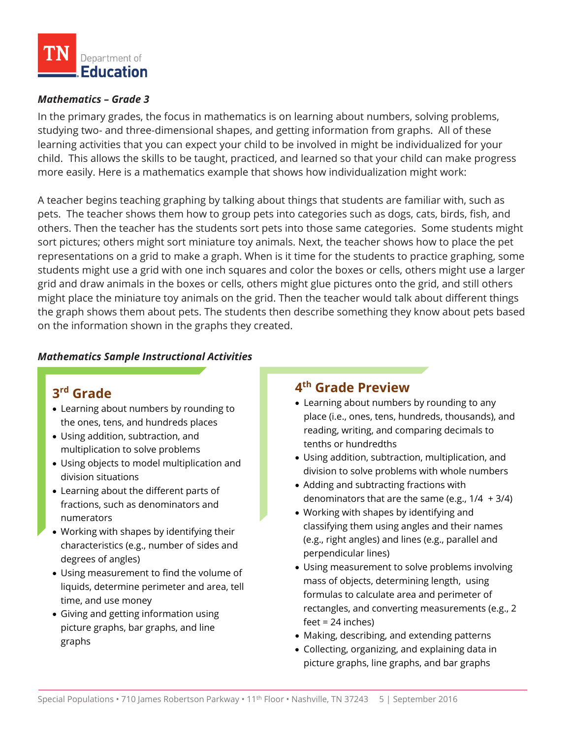***Mathematics – Grade 3***

In the primary grades, the focus in mathematics is on learning about numbers, solving problems, studying two- and three-dimensional shapes, and getting information from graphs. All of these learning activities that you can expect your child to be involved in might be individualized for your child. This allows the skills to be taught, practiced, and learned so that your child can make progress more easily. Here is a mathematics example that shows how individualization might work:

A teacher begins teaching graphing by talking about things that students are familiar with, such as pets. The teacher shows them how to group pets into categories such as dogs, cats, birds, fish, and others. Then the teacher has the students sort pets into those same categories. Some students might sort pictures; others might sort miniature toy animals. Next, the teacher shows how to place the pet representations on a grid to make a graph. When is it time for the students to practice graphing, some students might use a grid with one inch squares and color the boxes or cells, others might use a larger grid and draw animals in the boxes or cells, others might glue pictures onto the grid, and still others might place the miniature toy animals on the grid. Then the teacher would talk about different things the graph shows them about pets. The students then describe something they know about pets based on the information shown in the graphs they created.

***Mathematics Sample Instructional Activities***

## 3rd Grade

- Learning about numbers by rounding to the ones, tens, and hundreds places
- Using addition, subtraction, and multiplication to solve problems
- Using objects to model multiplication and division situations
- Learning about the different parts of fractions, such as denominators and numerators
- Working with shapes by identifying their characteristics (e.g., number of sides and degrees of angles)
- Using measurement to find the volume of liquids, determine perimeter and area, tell time, and use money
- Giving and getting information using picture graphs, bar graphs, and line graphs

## 4th Grade Preview

- Learning about numbers by rounding to any place (i.e., ones, tens, hundreds, thousands), and reading, writing, and comparing decimals to tenths or hundredths
- Using addition, subtraction, multiplication, and division to solve problems with whole numbers
- Adding and subtracting fractions with denominators that are the same (e.g., 1/4 + 3/4)
- Working with shapes by identifying and classifying them using angles and their names (e.g., right angles) and lines (e.g., parallel and perpendicular lines)
- Using measurement to solve problems involving mass of objects, determining length, using formulas to calculate area and perimeter of rectangles, and converting measurements (e.g., 2 feet = 24 inches)
- Making, describing, and extending patterns
- Collecting, organizing, and explaining data in picture graphs, line graphs, and bar graphs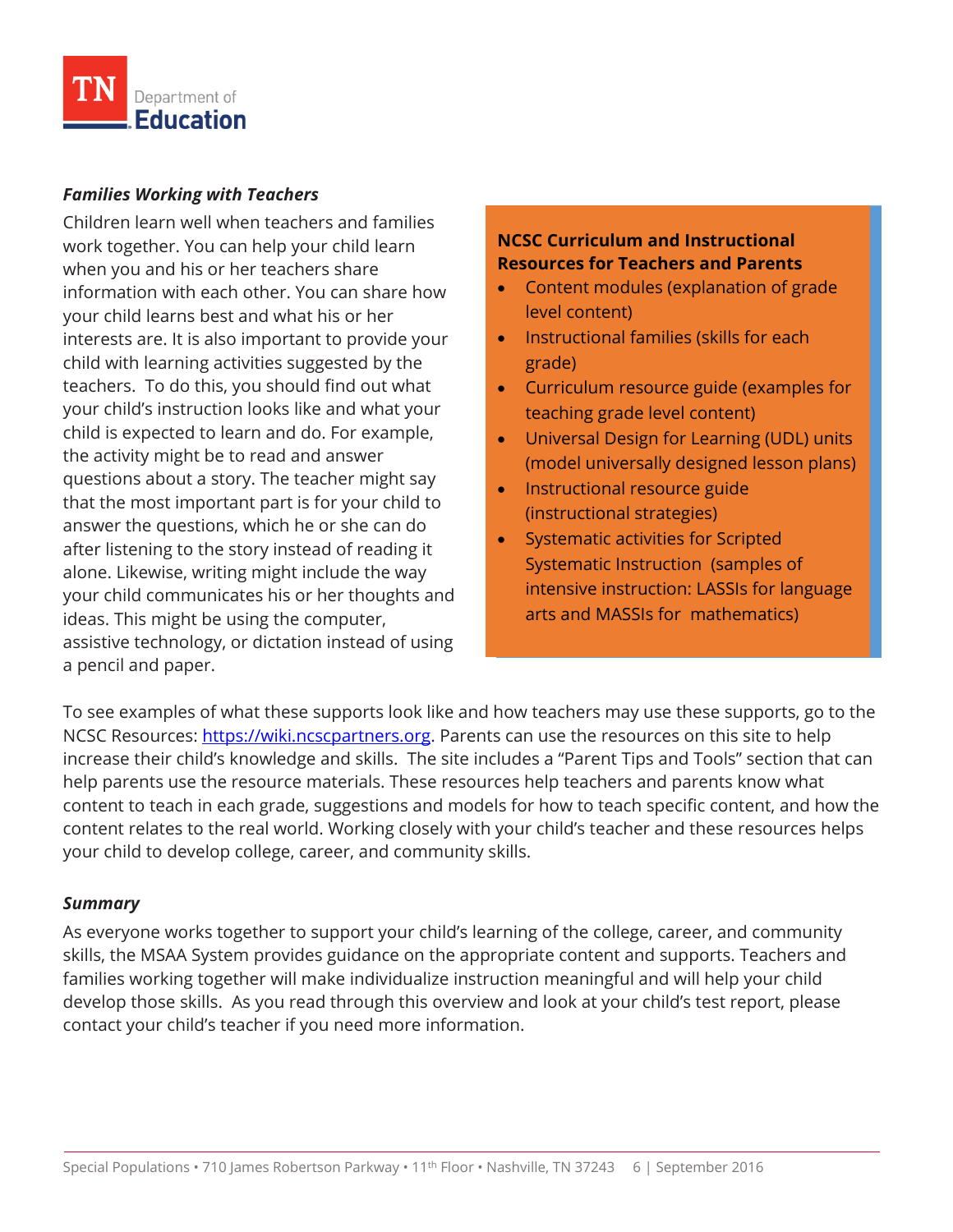### *Families Working with Teachers*

Children learn well when teachers and families work together. You can help your child learn when you and his or her teachers share information with each other. You can share how your child learns best and what his or her interests are. It is also important to provide your child with learning activities suggested by the teachers. To do this, you should find out what your child's instruction looks like and what your child is expected to learn and do. For example, the activity might be to read and answer questions about a story. The teacher might say that the most important part is for your child to answer the questions, which he or she can do after listening to the story instead of reading it alone. Likewise, writing might include the way your child communicates his or her thoughts and ideas. This might be using the computer, assistive technology, or dictation instead of using a pencil and paper.

**NCSC Curriculum and Instructional Resources for Teachers and Parents**

- Content modules (explanation of grade level content)
- Instructional families (skills for each grade)
- Curriculum resource guide (examples for teaching grade level content)
- Universal Design for Learning (UDL) units (model universally designed lesson plans)
- Instructional resource guide (instructional strategies)
- Systematic activities for Scripted Systematic Instruction (samples of intensive instruction: LASSIs for language arts and MASSIs for mathematics)

To see examples of what these supports look like and how teachers may use these supports, go to the NCSC Resources: https://wiki.ncscpartners.org. Parents can use the resources on this site to help increase their child's knowledge and skills. The site includes a "Parent Tips and Tools" section that can help parents use the resource materials. These resources help teachers and parents know what content to teach in each grade, suggestions and models for how to teach specific content, and how the content relates to the real world. Working closely with your child's teacher and these resources helps your child to develop college, career, and community skills.

### *Summary*

As everyone works together to support your child's learning of the college, career, and community skills, the MSAA System provides guidance on the appropriate content and supports. Teachers and families working together will make individualize instruction meaningful and will help your child develop those skills. As you read through this overview and look at your child's test report, please contact your child's teacher if you need more information.